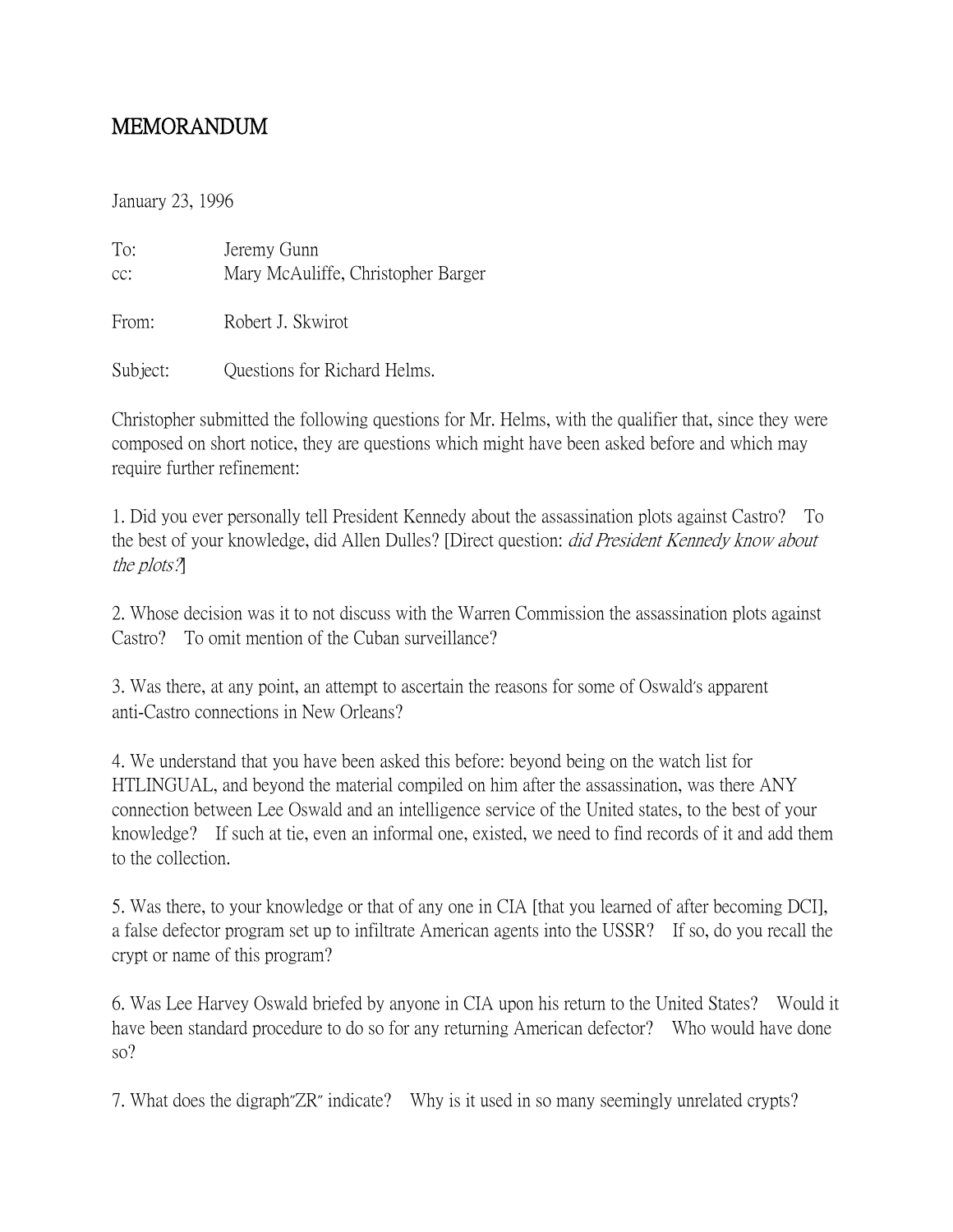# MEMORANDUM

January 23, 1996

To: Jeremy Gunn
cc: Mary McAuliffe, Christopher Barger

From: Robert J. Skwirot

Subject: Questions for Richard Helms.

Christopher submitted the following questions for Mr. Helms, with the qualifier that, since they were composed on short notice, they are questions which might have been asked before and which may require further refinement:

1. Did you ever personally tell President Kennedy about the assassination plots against Castro? To the best of your knowledge, did Allen Dulles? [Direct question: *did President Kennedy know about the plots?*]

2. Whose decision was it to not discuss with the Warren Commission the assassination plots against Castro? To omit mention of the Cuban surveillance?

3. Was there, at any point, an attempt to ascertain the reasons for some of Oswald's apparent anti-Castro connections in New Orleans?

4. We understand that you have been asked this before: beyond being on the watch list for HTLINGUAL, and beyond the material compiled on him after the assassination, was there ANY connection between Lee Oswald and an intelligence service of the United states, to the best of your knowledge? If such at tie, even an informal one, existed, we need to find records of it and add them to the collection.

5. Was there, to your knowledge or that of any one in CIA [that you learned of after becoming DCI], a false defector program set up to infiltrate American agents into the USSR? If so, do you recall the crypt or name of this program?

6. Was Lee Harvey Oswald briefed by anyone in CIA upon his return to the United States? Would it have been standard procedure to do so for any returning American defector? Who would have done so?

7. What does the digraph"ZR" indicate? Why is it used in so many seemingly unrelated crypts?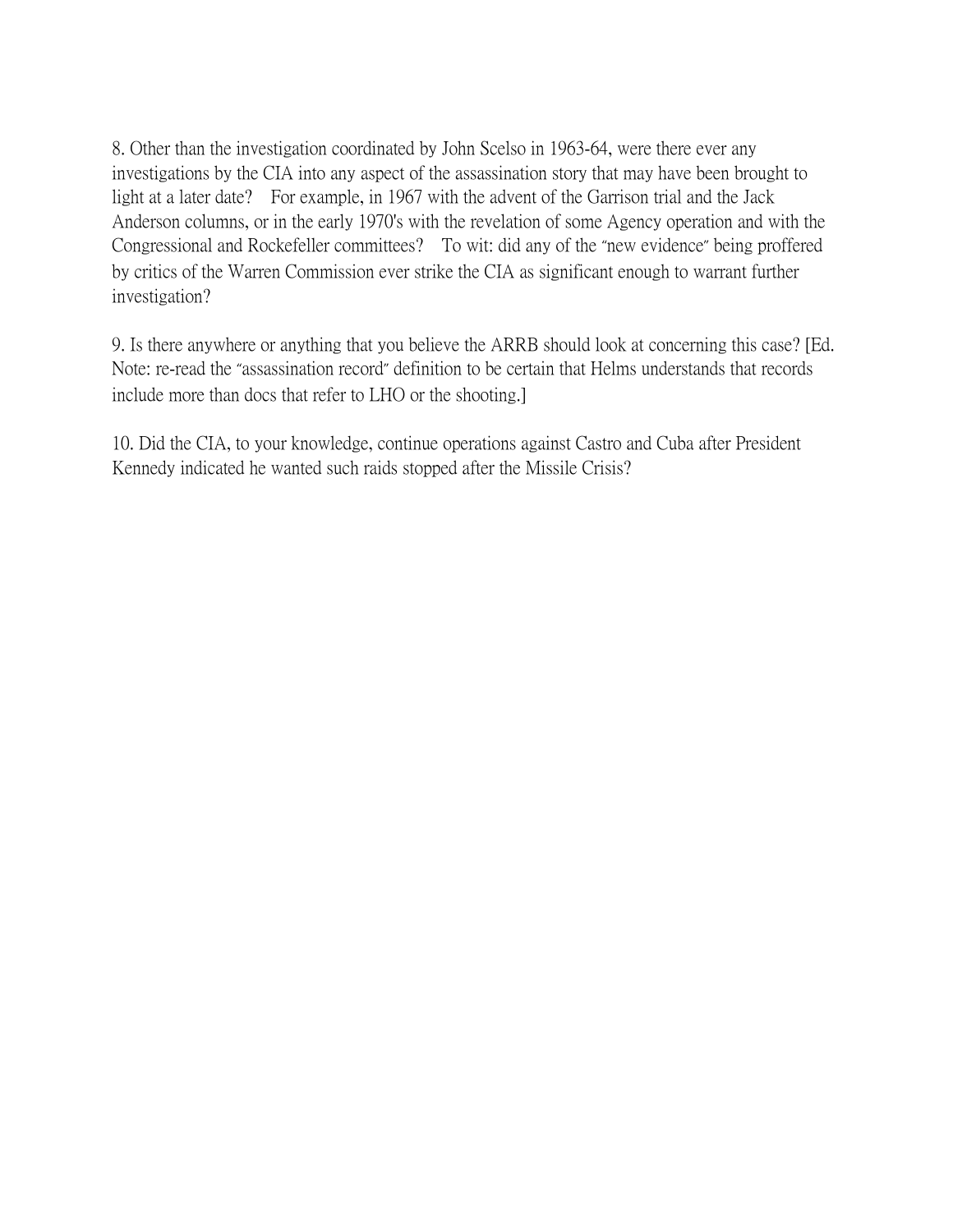8. Other than the investigation coordinated by John Scelso in 1963-64, were there ever any investigations by the CIA into any aspect of the assassination story that may have been brought to light at a later date? For example, in 1967 with the advent of the Garrison trial and the Jack Anderson columns, or in the early 1970's with the revelation of some Agency operation and with the Congressional and Rockefeller committees? To wit: did any of the "new evidence" being proffered by critics of the Warren Commission ever strike the CIA as significant enough to warrant further investigation?

9. Is there anywhere or anything that you believe the ARRB should look at concerning this case? [Ed. Note: re-read the "assassination record" definition to be certain that Helms understands that records include more than docs that refer to LHO or the shooting.]

10. Did the CIA, to your knowledge, continue operations against Castro and Cuba after President Kennedy indicated he wanted such raids stopped after the Missile Crisis?